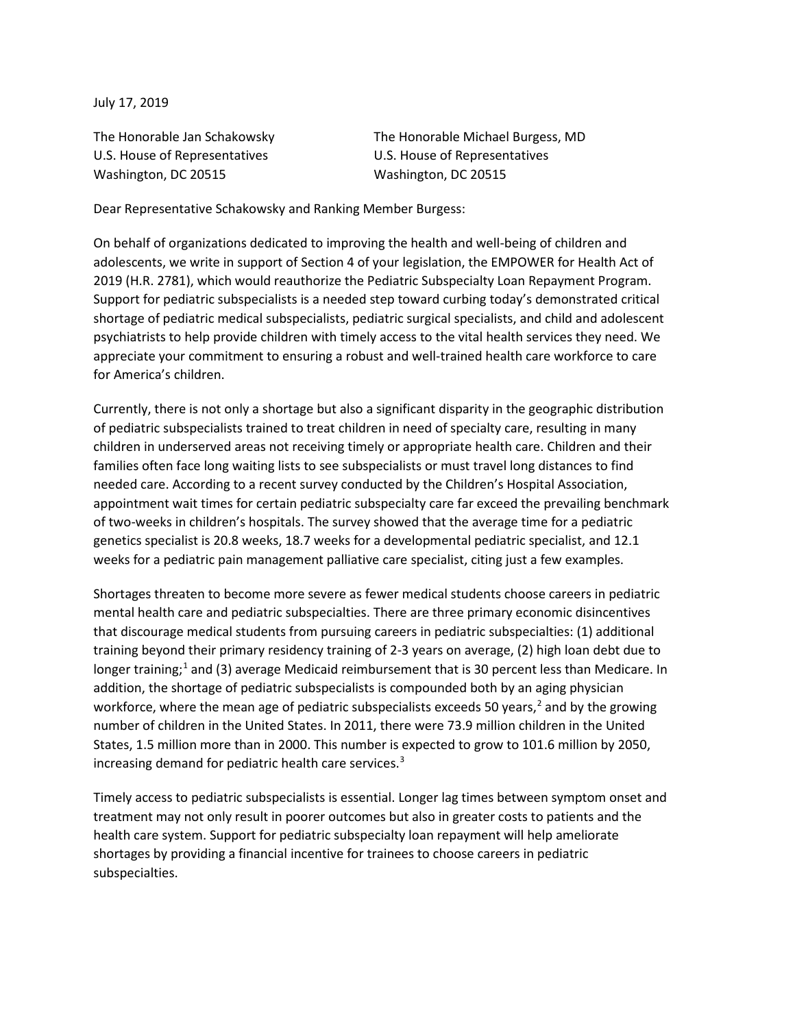July 17, 2019

The Honorable Jan Schakowsky
U.S. House of Representatives
Washington, DC 20515

The Honorable Michael Burgess, MD
U.S. House of Representatives
Washington, DC 20515

Dear Representative Schakowsky and Ranking Member Burgess:

On behalf of organizations dedicated to improving the health and well-being of children and adolescents, we write in support of Section 4 of your legislation, the EMPOWER for Health Act of 2019 (H.R. 2781), which would reauthorize the Pediatric Subspecialty Loan Repayment Program. Support for pediatric subspecialists is a needed step toward curbing today's demonstrated critical shortage of pediatric medical subspecialists, pediatric surgical specialists, and child and adolescent psychiatrists to help provide children with timely access to the vital health services they need. We appreciate your commitment to ensuring a robust and well-trained health care workforce to care for America's children.

Currently, there is not only a shortage but also a significant disparity in the geographic distribution of pediatric subspecialists trained to treat children in need of specialty care, resulting in many children in underserved areas not receiving timely or appropriate health care. Children and their families often face long waiting lists to see subspecialists or must travel long distances to find needed care. According to a recent survey conducted by the Children's Hospital Association, appointment wait times for certain pediatric subspecialty care far exceed the prevailing benchmark of two-weeks in children's hospitals. The survey showed that the average time for a pediatric genetics specialist is 20.8 weeks, 18.7 weeks for a developmental pediatric specialist, and 12.1 weeks for a pediatric pain management palliative care specialist, citing just a few examples.

Shortages threaten to become more severe as fewer medical students choose careers in pediatric mental health care and pediatric subspecialties. There are three primary economic disincentives that discourage medical students from pursuing careers in pediatric subspecialties: (1) additional training beyond their primary residency training of 2-3 years on average, (2) high loan debt due to longer training;[1] and (3) average Medicaid reimbursement that is 30 percent less than Medicare. In addition, the shortage of pediatric subspecialists is compounded both by an aging physician workforce, where the mean age of pediatric subspecialists exceeds 50 years,[2] and by the growing number of children in the United States. In 2011, there were 73.9 million children in the United States, 1.5 million more than in 2000. This number is expected to grow to 101.6 million by 2050, increasing demand for pediatric health care services.[3]

Timely access to pediatric subspecialists is essential. Longer lag times between symptom onset and treatment may not only result in poorer outcomes but also in greater costs to patients and the health care system. Support for pediatric subspecialty loan repayment will help ameliorate shortages by providing a financial incentive for trainees to choose careers in pediatric subspecialties.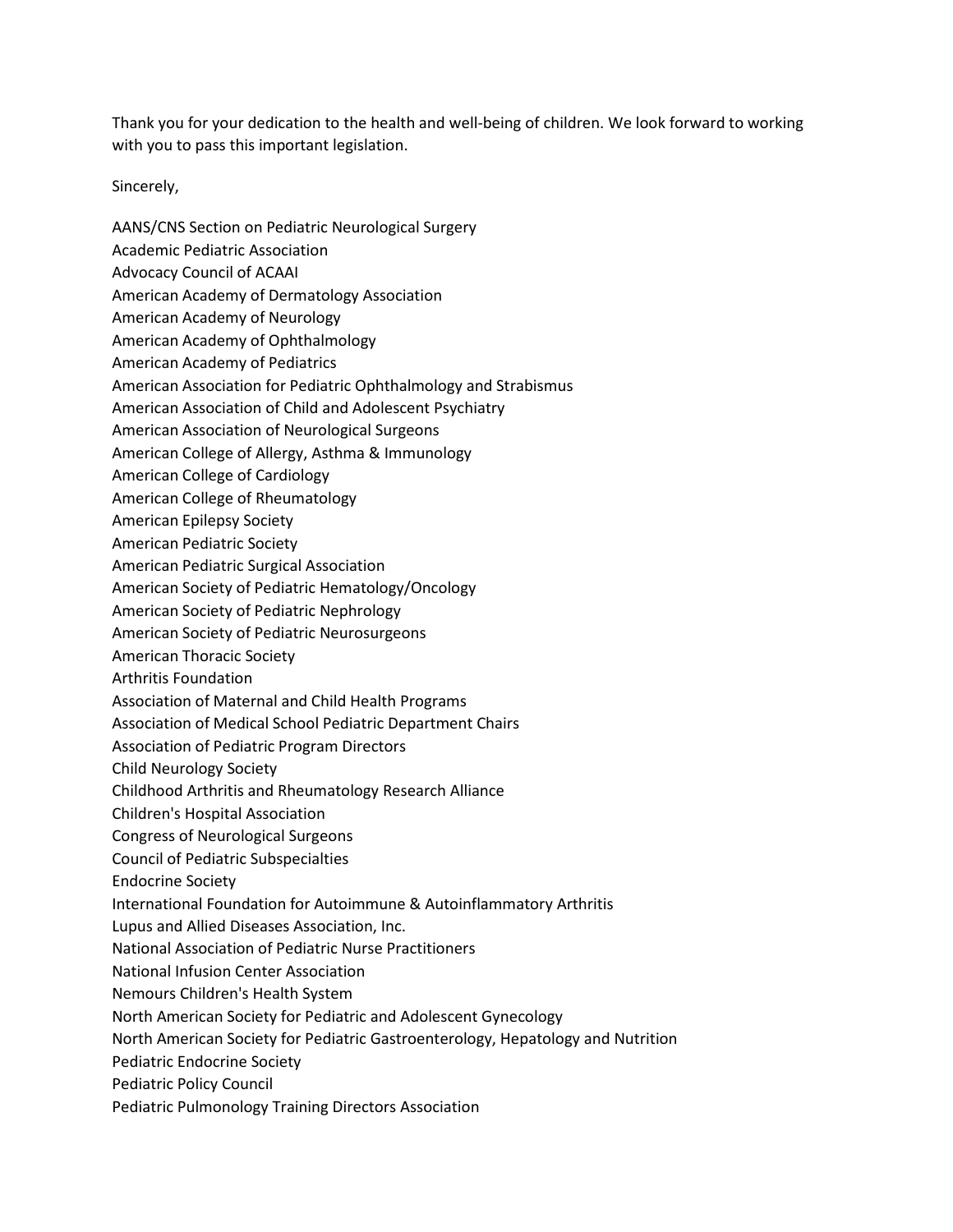Thank you for your dedication to the health and well-being of children. We look forward to working with you to pass this important legislation.

Sincerely,

AANS/CNS Section on Pediatric Neurological Surgery
Academic Pediatric Association
Advocacy Council of ACAAI
American Academy of Dermatology Association
American Academy of Neurology
American Academy of Ophthalmology
American Academy of Pediatrics
American Association for Pediatric Ophthalmology and Strabismus
American Association of Child and Adolescent Psychiatry
American Association of Neurological Surgeons
American College of Allergy, Asthma & Immunology
American College of Cardiology
American College of Rheumatology
American Epilepsy Society
American Pediatric Society
American Pediatric Surgical Association
American Society of Pediatric Hematology/Oncology
American Society of Pediatric Nephrology
American Society of Pediatric Neurosurgeons
American Thoracic Society
Arthritis Foundation
Association of Maternal and Child Health Programs
Association of Medical School Pediatric Department Chairs
Association of Pediatric Program Directors
Child Neurology Society
Childhood Arthritis and Rheumatology Research Alliance
Children's Hospital Association
Congress of Neurological Surgeons
Council of Pediatric Subspecialties
Endocrine Society
International Foundation for Autoimmune & Autoinflammatory Arthritis
Lupus and Allied Diseases Association, Inc.
National Association of Pediatric Nurse Practitioners
National Infusion Center Association
Nemours Children's Health System
North American Society for Pediatric and Adolescent Gynecology
North American Society for Pediatric Gastroenterology, Hepatology and Nutrition
Pediatric Endocrine Society
Pediatric Policy Council
Pediatric Pulmonology Training Directors Association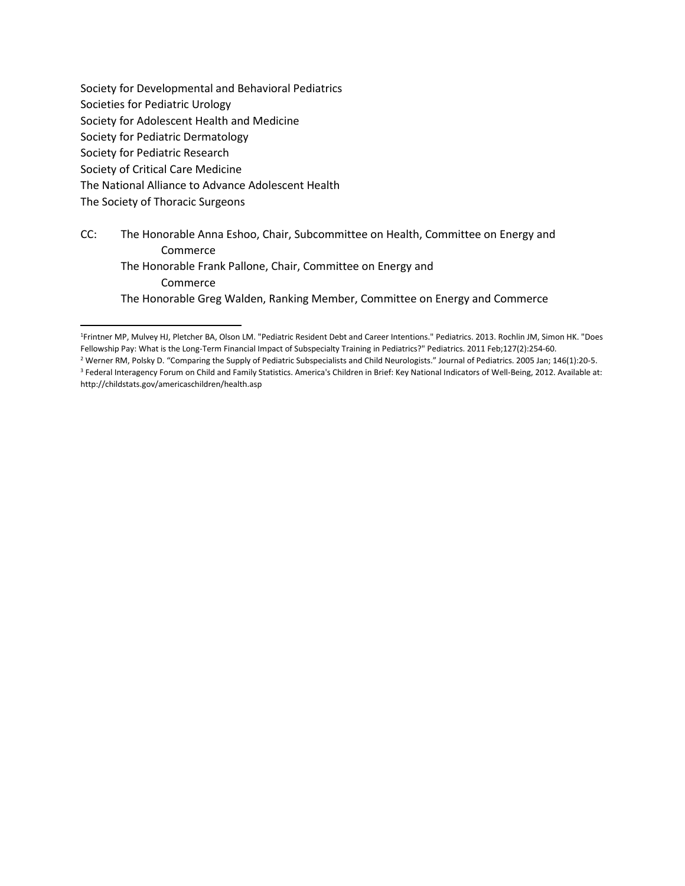Society for Developmental and Behavioral Pediatrics
Societies for Pediatric Urology
Society for Adolescent Health and Medicine
Society for Pediatric Dermatology
Society for Pediatric Research
Society of Critical Care Medicine
The National Alliance to Advance Adolescent Health
The Society of Thoracic Surgeons

CC: The Honorable Anna Eshoo, Chair, Subcommittee on Health, Committee on Energy and Commerce
The Honorable Frank Pallone, Chair, Committee on Energy and Commerce
The Honorable Greg Walden, Ranking Member, Committee on Energy and Commerce

---

[1]Frintner MP, Mulvey HJ, Pletcher BA, Olson LM. "Pediatric Resident Debt and Career Intentions." Pediatrics. 2013. Rochlin JM, Simon HK. "Does Fellowship Pay: What is the Long-Term Financial Impact of Subspecialty Training in Pediatrics?" Pediatrics. 2011 Feb;127(2):254-60.

[2] Werner RM, Polsky D. "Comparing the Supply of Pediatric Subspecialists and Child Neurologists." Journal of Pediatrics. 2005 Jan; 146(1):20-5.

[3] Federal Interagency Forum on Child and Family Statistics. America's Children in Brief: Key National Indicators of Well-Being, 2012. Available at: http://childstats.gov/americaschildren/health.asp